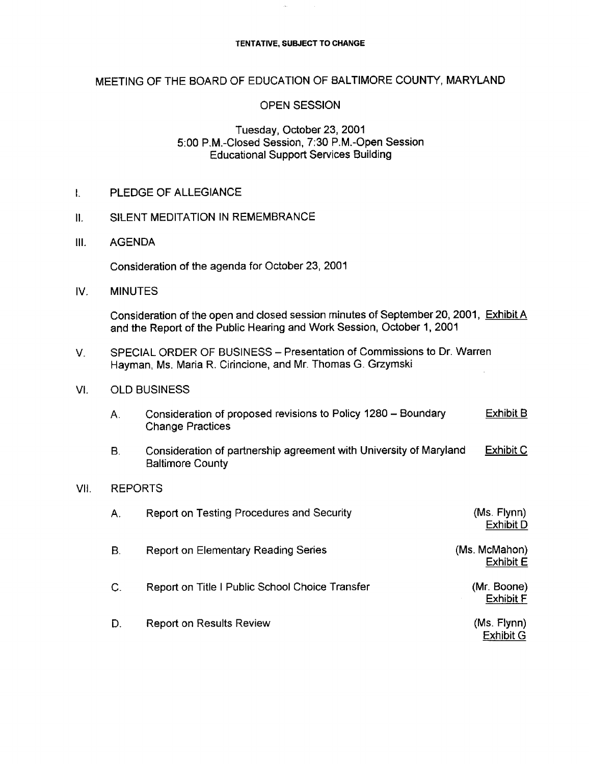**TENTATIVE, SUBJECT TO CHANGE**

# MEETING OF THE BOARD OF EDUCATION OF BALTIMORE COUNTY, MARYLAND

## OPEN SESSION

Tuesday, October 23, 2001
5:00 P.M.-Closed Session, 7:30 P.M.-Open Session
Educational Support Services Building

I. PLEDGE OF ALLEGIANCE

II. SILENT MEDITATION IN REMEMBRANCE

III. AGENDA

Consideration of the agenda for October 23, 2001

IV. MINUTES

Consideration of the open and closed session minutes of September 20, 2001, Exhibit A and the Report of the Public Hearing and Work Session, October 1, 2001

V. SPECIAL ORDER OF BUSINESS – Presentation of Commissions to Dr. Warren Hayman, Ms. Maria R. Cirincione, and Mr. Thomas G. Grzymski

VI. OLD BUSINESS

A. Consideration of proposed revisions to Policy 1280 – Boundary Change Practices — Exhibit B

B. Consideration of partnership agreement with University of Maryland Baltimore County — Exhibit C

VII. REPORTS

A. Report on Testing Procedures and Security — (Ms. Flynn) Exhibit D

B. Report on Elementary Reading Series — (Ms. McMahon) Exhibit E

C. Report on Title I Public School Choice Transfer — (Mr. Boone) Exhibit F

D. Report on Results Review — (Ms. Flynn) Exhibit G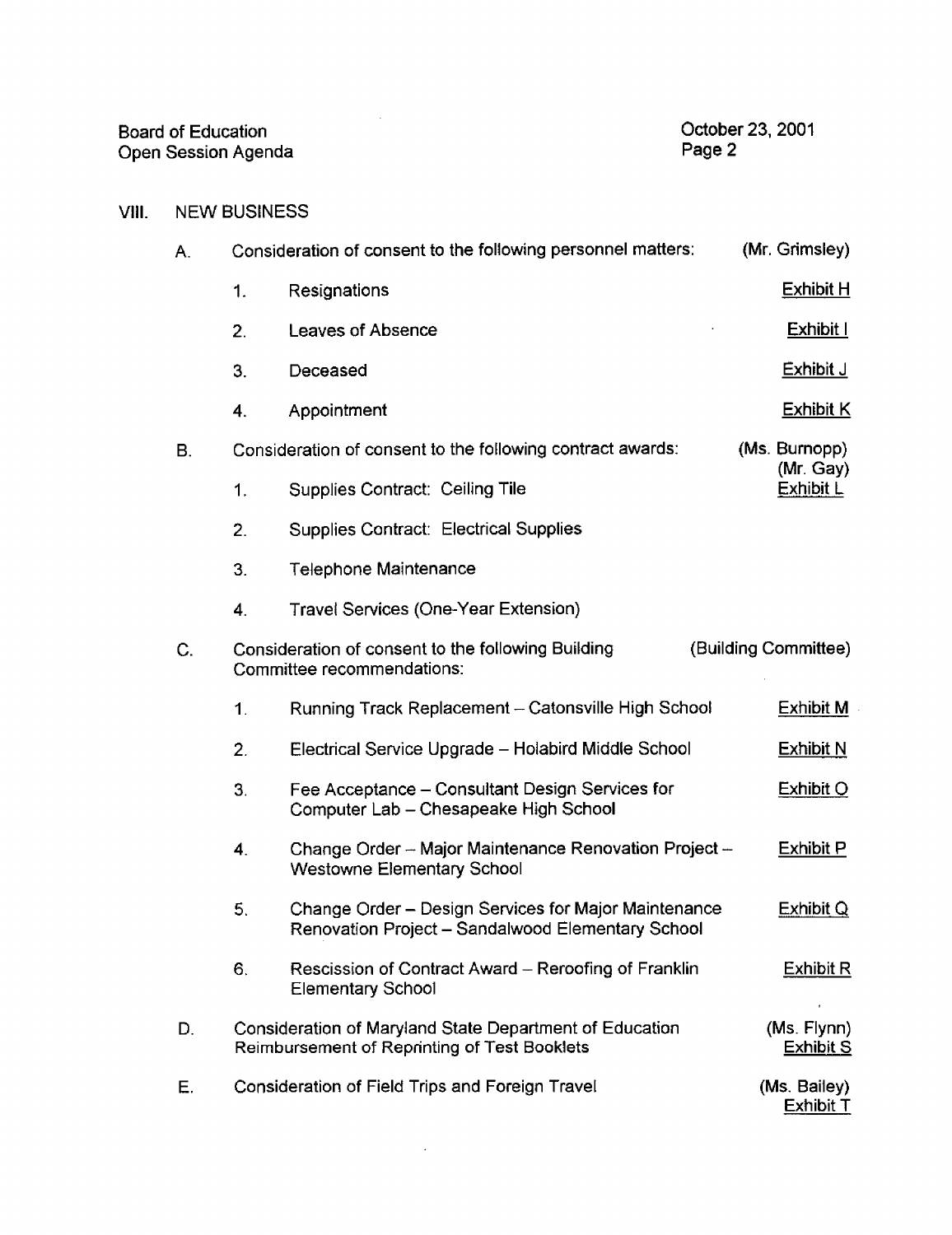Board of Education
Open Session Agenda

October 23, 2001

## VIII. NEW BUSINESS

A. Consideration of consent to the following personnel matters: (Mr. Grimsley)

1. Resignations — Exhibit H
2. Leaves of Absence — Exhibit I
3. Deceased — Exhibit J
4. Appointment — Exhibit K

B. Consideration of consent to the following contract awards: (Ms. Burnopp) (Mr. Gay) Exhibit L

1. Supplies Contract: Ceiling Tile
2. Supplies Contract: Electrical Supplies
3. Telephone Maintenance
4. Travel Services (One-Year Extension)

C. Consideration of consent to the following Building Committee recommendations: (Building Committee)

1. Running Track Replacement – Catonsville High School — Exhibit M
2. Electrical Service Upgrade – Holabird Middle School — Exhibit N
3. Fee Acceptance – Consultant Design Services for Computer Lab – Chesapeake High School — Exhibit O
4. Change Order – Major Maintenance Renovation Project – Westowne Elementary School — Exhibit P
5. Change Order – Design Services for Major Maintenance Renovation Project – Sandalwood Elementary School — Exhibit Q
6. Rescission of Contract Award – Reroofing of Franklin Elementary School — Exhibit R

D. Consideration of Maryland State Department of Education Reimbursement of Reprinting of Test Booklets (Ms. Flynn) Exhibit S

E. Consideration of Field Trips and Foreign Travel (Ms. Bailey) Exhibit T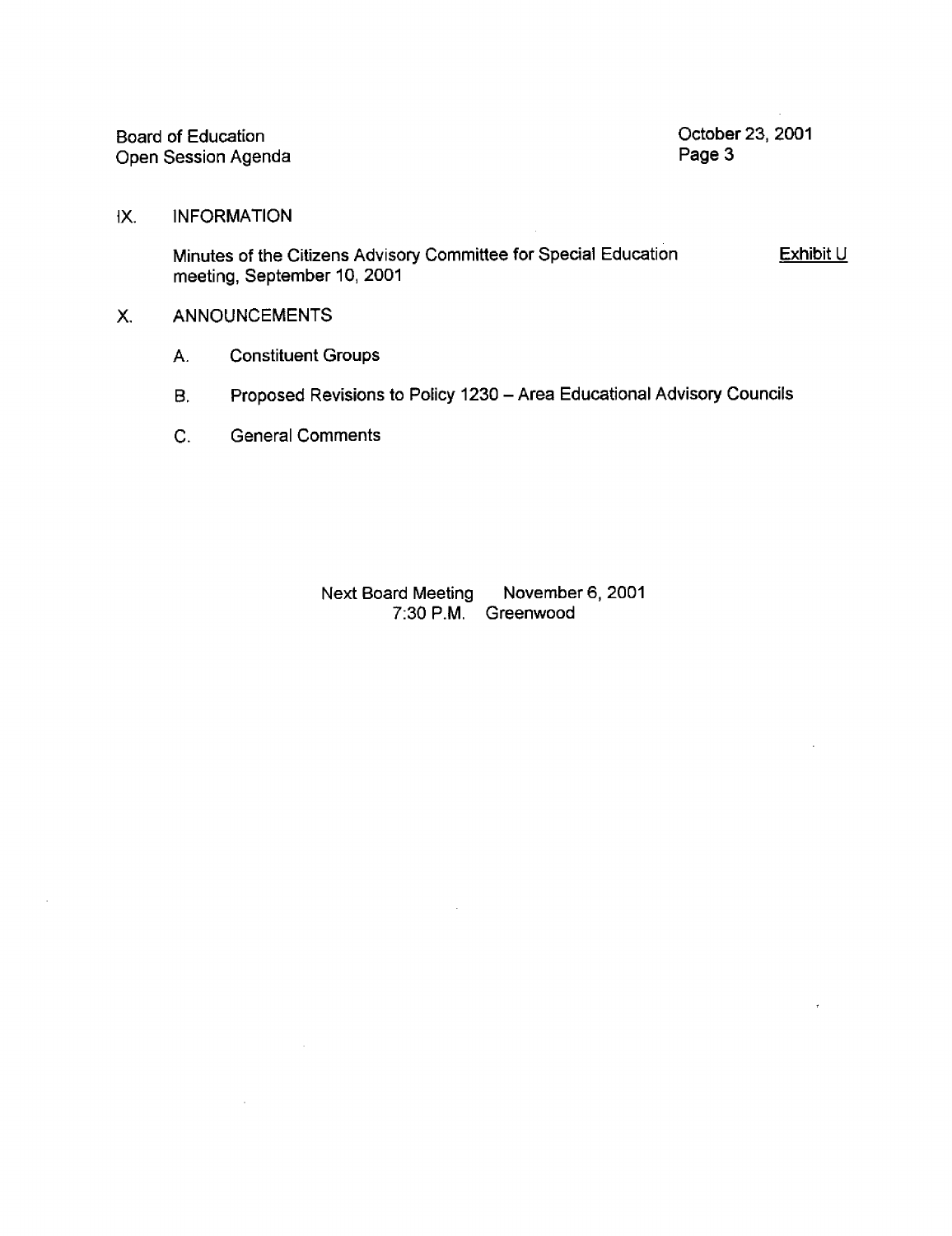## IX. INFORMATION

Minutes of the Citizens Advisory Committee for Special Education meeting, September 10, 2001 — Exhibit U

## X. ANNOUNCEMENTS

A. Constituent Groups

B. Proposed Revisions to Policy 1230 – Area Educational Advisory Councils

C. General Comments

Next Board Meeting November 6, 2001
7:30 P.M. Greenwood